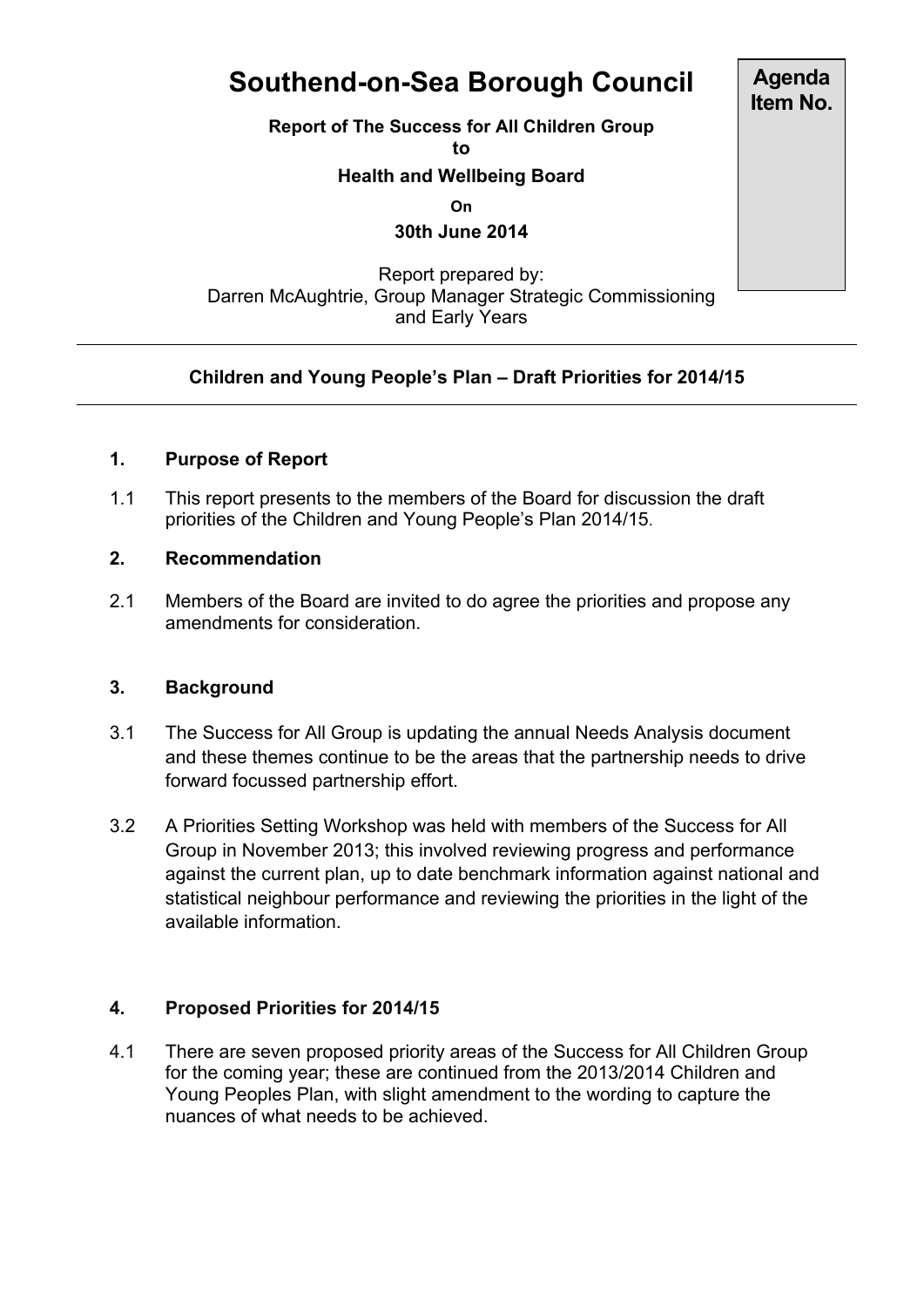# Southend-on-Sea Borough Council

**Agenda Item No.**

**Report of The Success for All Children Group**

**to**

**Health and Wellbeing Board**

**On**

**30th June 2014**

Report prepared by:
Darren McAughtrie, Group Manager Strategic Commissioning and Early Years

---

**Children and Young People's Plan – Draft Priorities for 2014/15**

---

## 1. Purpose of Report

1.1 This report presents to the members of the Board for discussion the draft priorities of the Children and Young People's Plan 2014/15.

## 2. Recommendation

2.1 Members of the Board are invited to do agree the priorities and propose any amendments for consideration.

## 3. Background

3.1 The Success for All Group is updating the annual Needs Analysis document and these themes continue to be the areas that the partnership needs to drive forward focussed partnership effort.

3.2 A Priorities Setting Workshop was held with members of the Success for All Group in November 2013; this involved reviewing progress and performance against the current plan, up to date benchmark information against national and statistical neighbour performance and reviewing the priorities in the light of the available information.

## 4. Proposed Priorities for 2014/15

4.1 There are seven proposed priority areas of the Success for All Children Group for the coming year; these are continued from the 2013/2014 Children and Young Peoples Plan, with slight amendment to the wording to capture the nuances of what needs to be achieved.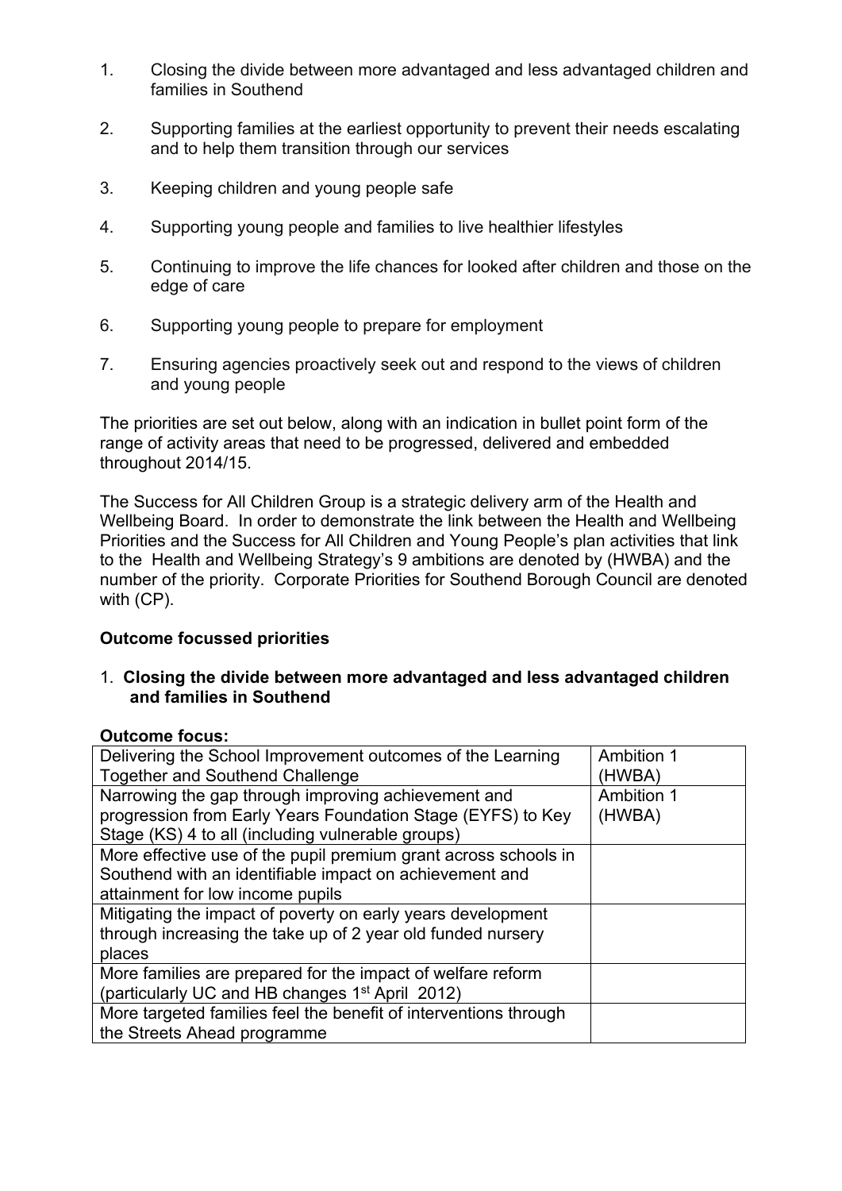1. Closing the divide between more advantaged and less advantaged children and families in Southend

2. Supporting families at the earliest opportunity to prevent their needs escalating and to help them transition through our services

3. Keeping children and young people safe

4. Supporting young people and families to live healthier lifestyles

5. Continuing to improve the life chances for looked after children and those on the edge of care

6. Supporting young people to prepare for employment

7. Ensuring agencies proactively seek out and respond to the views of children and young people

The priorities are set out below, along with an indication in bullet point form of the range of activity areas that need to be progressed, delivered and embedded throughout 2014/15.

The Success for All Children Group is a strategic delivery arm of the Health and Wellbeing Board. In order to demonstrate the link between the Health and Wellbeing Priorities and the Success for All Children and Young People's plan activities that link to the Health and Wellbeing Strategy's 9 ambitions are denoted by (HWBA) and the number of the priority. Corporate Priorities for Southend Borough Council are denoted with (CP).

**Outcome focussed priorities**

1. **Closing the divide between more advantaged and less advantaged children and families in Southend**

**Outcome focus:**

| | |
|---|---|
| Delivering the School Improvement outcomes of the Learning Together and Southend Challenge | Ambition 1 (HWBA) |
| Narrowing the gap through improving achievement and progression from Early Years Foundation Stage (EYFS) to Key Stage (KS) 4 to all (including vulnerable groups) | Ambition 1 (HWBA) |
| More effective use of the pupil premium grant across schools in Southend with an identifiable impact on achievement and attainment for low income pupils | |
| Mitigating the impact of poverty on early years development through increasing the take up of 2 year old funded nursery places | |
| More families are prepared for the impact of welfare reform (particularly UC and HB changes 1st April 2012) | |
| More targeted families feel the benefit of interventions through the Streets Ahead programme | |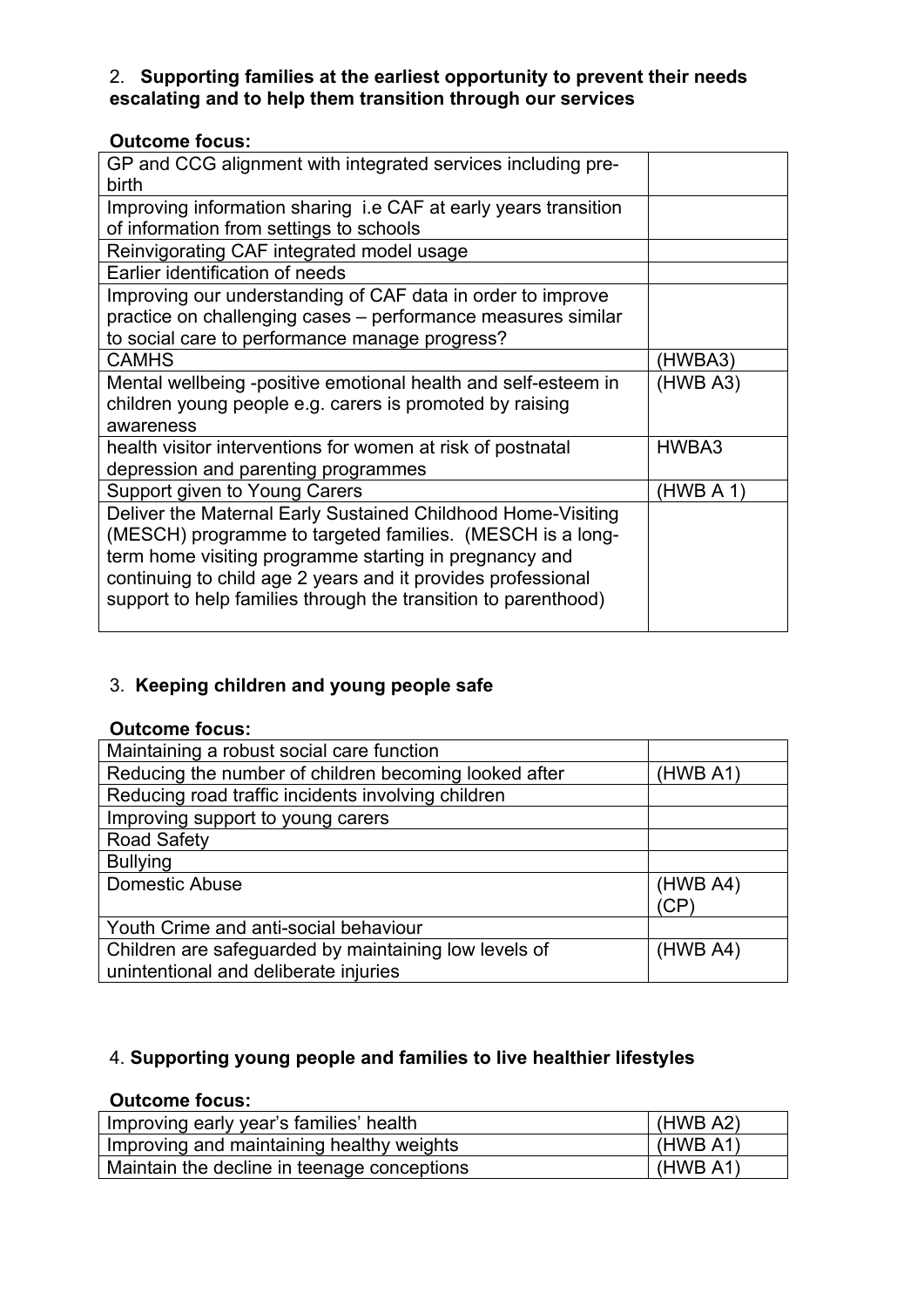2. **Supporting families at the earliest opportunity to prevent their needs escalating and to help them transition through our services**

**Outcome focus:**

| | |
|---|---|
| GP and CCG alignment with integrated services including pre-birth | |
| Improving information sharing i.e CAF at early years transition of information from settings to schools | |
| Reinvigorating CAF integrated model usage | |
| Earlier identification of needs | |
| Improving our understanding of CAF data in order to improve practice on challenging cases – performance measures similar to social care to performance manage progress? | |
| CAMHS | (HWBA3) |
| Mental wellbeing -positive emotional health and self-esteem in children young people e.g. carers is promoted by raising awareness | (HWB A3) |
| health visitor interventions for women at risk of postnatal depression and parenting programmes | HWBA3 |
| Support given to Young Carers | (HWB A 1) |
| Deliver the Maternal Early Sustained Childhood Home-Visiting (MESCH) programme to targeted families. (MESCH is a long-term home visiting programme starting in pregnancy and continuing to child age 2 years and it provides professional support to help families through the transition to parenthood) | |

3. **Keeping children and young people safe**

**Outcome focus:**

| | |
|---|---|
| Maintaining a robust social care function | |
| Reducing the number of children becoming looked after | (HWB A1) |
| Reducing road traffic incidents involving children | |
| Improving support to young carers | |
| Road Safety | |
| Bullying | |
| Domestic Abuse | (HWB A4) (CP) |
| Youth Crime and anti-social behaviour | |
| Children are safeguarded by maintaining low levels of unintentional and deliberate injuries | (HWB A4) |

4. **Supporting young people and families to live healthier lifestyles**

**Outcome focus:**

| | |
|---|---|
| Improving early year's families' health | (HWB A2) |
| Improving and maintaining healthy weights | (HWB A1) |
| Maintain the decline in teenage conceptions | (HWB A1) |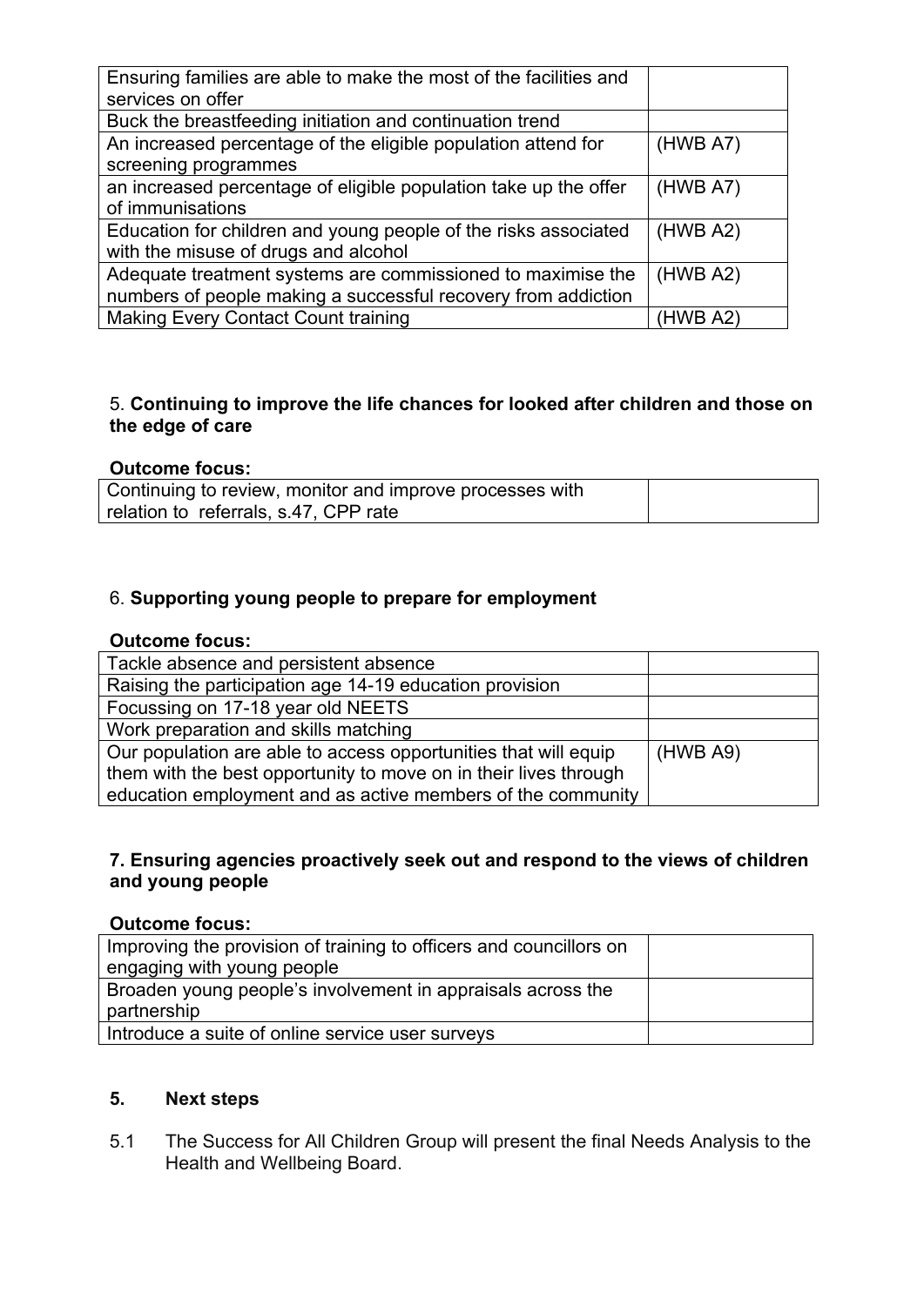| | |
|---|---|
| Ensuring families are able to make the most of the facilities and services on offer | |
| Buck the breastfeeding initiation and continuation trend | |
| An increased percentage of the eligible population attend for screening programmes | (HWB A7) |
| an increased percentage of eligible population take up the offer of immunisations | (HWB A7) |
| Education for children and young people of the risks associated with the misuse of drugs and alcohol | (HWB A2) |
| Adequate treatment systems are commissioned to maximise the numbers of people making a successful recovery from addiction | (HWB A2) |
| Making Every Contact Count training | (HWB A2) |

5. **Continuing to improve the life chances for looked after children and those on the edge of care**

**Outcome focus:**

| | |
|---|---|
| Continuing to review, monitor and improve processes with relation to referrals, s.47, CPP rate | |

6. **Supporting young people to prepare for employment**

**Outcome focus:**

| | |
|---|---|
| Tackle absence and persistent absence | |
| Raising the participation age 14-19 education provision | |
| Focussing on 17-18 year old NEETS | |
| Work preparation and skills matching | |
| Our population are able to access opportunities that will equip them with the best opportunity to move on in their lives through education employment and as active members of the community | (HWB A9) |

**7. Ensuring agencies proactively seek out and respond to the views of children and young people**

**Outcome focus:**

| | |
|---|---|
| Improving the provision of training to officers and councillors on engaging with young people | |
| Broaden young people's involvement in appraisals across the partnership | |
| Introduce a suite of online service user surveys | |

## 5. Next steps

5.1 The Success for All Children Group will present the final Needs Analysis to the Health and Wellbeing Board.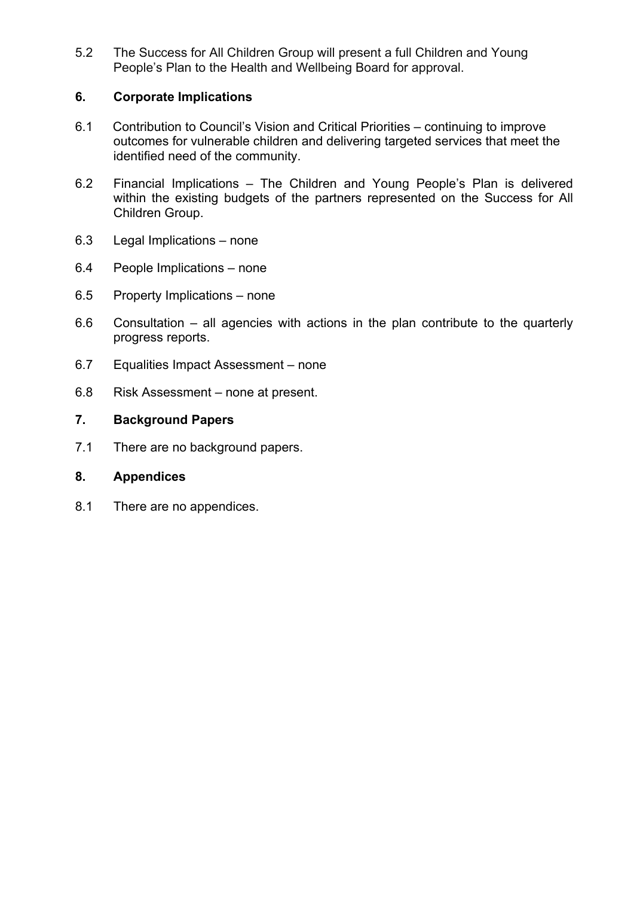5.2 The Success for All Children Group will present a full Children and Young People's Plan to the Health and Wellbeing Board for approval.

## 6. Corporate Implications

6.1 Contribution to Council's Vision and Critical Priorities – continuing to improve outcomes for vulnerable children and delivering targeted services that meet the identified need of the community.

6.2 Financial Implications – The Children and Young People's Plan is delivered within the existing budgets of the partners represented on the Success for All Children Group.

6.3 Legal Implications – none

6.4 People Implications – none

6.5 Property Implications – none

6.6 Consultation – all agencies with actions in the plan contribute to the quarterly progress reports.

6.7 Equalities Impact Assessment – none

6.8 Risk Assessment – none at present.

## 7. Background Papers

7.1 There are no background papers.

## 8. Appendices

8.1 There are no appendices.